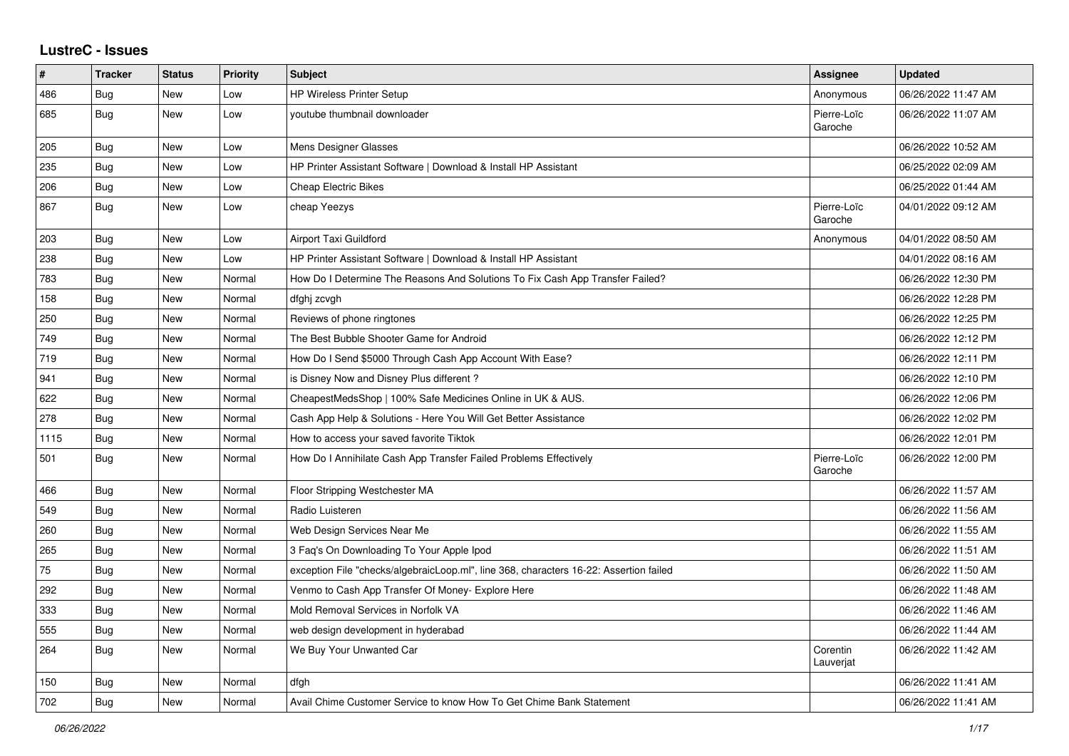# LustreC - Issues

| # | Tracker | Status | Priority | Subject | Assignee | Updated |
|---|---|---|---|---|---|---|
| 486 | Bug | New | Low | HP Wireless Printer Setup | Anonymous | 06/26/2022 11:47 AM |
| 685 | Bug | New | Low | youtube thumbnail downloader | Pierre-Loïc Garoche | 06/26/2022 11:07 AM |
| 205 | Bug | New | Low | Mens Designer Glasses | | 06/26/2022 10:52 AM |
| 235 | Bug | New | Low | HP Printer Assistant Software \| Download & Install HP Assistant | | 06/25/2022 02:09 AM |
| 206 | Bug | New | Low | Cheap Electric Bikes | | 06/25/2022 01:44 AM |
| 867 | Bug | New | Low | cheap Yeezys | Pierre-Loïc Garoche | 04/01/2022 09:12 AM |
| 203 | Bug | New | Low | Airport Taxi Guildford | Anonymous | 04/01/2022 08:50 AM |
| 238 | Bug | New | Low | HP Printer Assistant Software \| Download & Install HP Assistant | | 04/01/2022 08:16 AM |
| 783 | Bug | New | Normal | How Do I Determine The Reasons And Solutions To Fix Cash App Transfer Failed? | | 06/26/2022 12:30 PM |
| 158 | Bug | New | Normal | dfghj zcvgh | | 06/26/2022 12:28 PM |
| 250 | Bug | New | Normal | Reviews of phone ringtones | | 06/26/2022 12:25 PM |
| 749 | Bug | New | Normal | The Best Bubble Shooter Game for Android | | 06/26/2022 12:12 PM |
| 719 | Bug | New | Normal | How Do I Send $5000 Through Cash App Account With Ease? | | 06/26/2022 12:11 PM |
| 941 | Bug | New | Normal | is Disney Now and Disney Plus different ? | | 06/26/2022 12:10 PM |
| 622 | Bug | New | Normal | CheapestMedsShop \| 100% Safe Medicines Online in UK & AUS. | | 06/26/2022 12:06 PM |
| 278 | Bug | New | Normal | Cash App Help & Solutions - Here You Will Get Better Assistance | | 06/26/2022 12:02 PM |
| 1115 | Bug | New | Normal | How to access your saved favorite Tiktok | | 06/26/2022 12:01 PM |
| 501 | Bug | New | Normal | How Do I Annihilate Cash App Transfer Failed Problems Effectively | Pierre-Loïc Garoche | 06/26/2022 12:00 PM |
| 466 | Bug | New | Normal | Floor Stripping Westchester MA | | 06/26/2022 11:57 AM |
| 549 | Bug | New | Normal | Radio Luisteren | | 06/26/2022 11:56 AM |
| 260 | Bug | New | Normal | Web Design Services Near Me | | 06/26/2022 11:55 AM |
| 265 | Bug | New | Normal | 3 Faq's On Downloading To Your Apple Ipod | | 06/26/2022 11:51 AM |
| 75 | Bug | New | Normal | exception File "checks/algebraicLoop.ml", line 368, characters 16-22: Assertion failed | | 06/26/2022 11:50 AM |
| 292 | Bug | New | Normal | Venmo to Cash App Transfer Of Money- Explore Here | | 06/26/2022 11:48 AM |
| 333 | Bug | New | Normal | Mold Removal Services in Norfolk VA | | 06/26/2022 11:46 AM |
| 555 | Bug | New | Normal | web design development in hyderabad | | 06/26/2022 11:44 AM |
| 264 | Bug | New | Normal | We Buy Your Unwanted Car | Corentin Lauverjat | 06/26/2022 11:42 AM |
| 150 | Bug | New | Normal | dfgh | | 06/26/2022 11:41 AM |
| 702 | Bug | New | Normal | Avail Chime Customer Service to know How To Get Chime Bank Statement | | 06/26/2022 11:41 AM |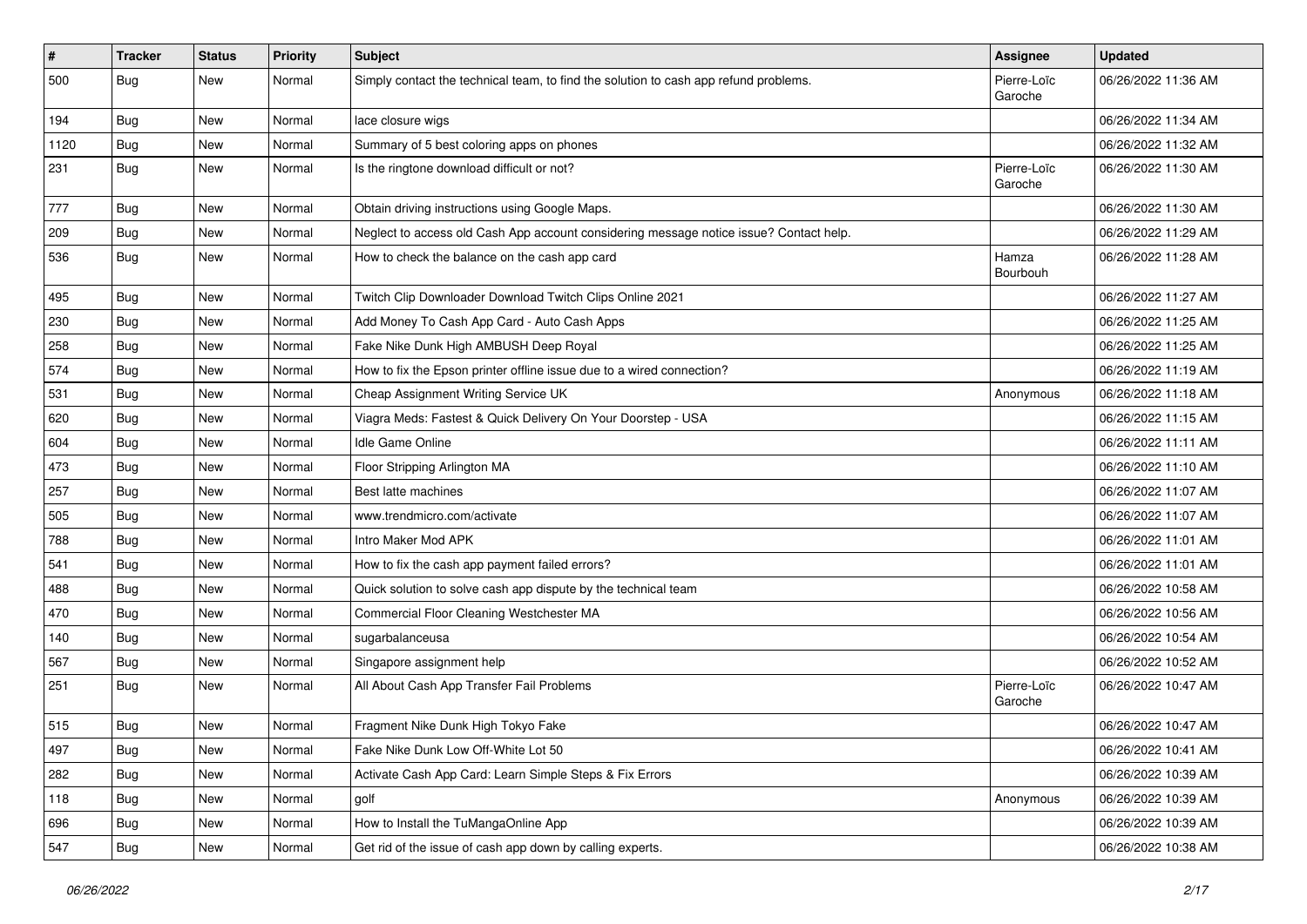| # | Tracker | Status | Priority | Subject | Assignee | Updated |
|---|---|---|---|---|---|---|
| 500 | Bug | New | Normal | Simply contact the technical team, to find the solution to cash app refund problems. | Pierre-Loïc Garoche | 06/26/2022 11:36 AM |
| 194 | Bug | New | Normal | lace closure wigs | | 06/26/2022 11:34 AM |
| 1120 | Bug | New | Normal | Summary of 5 best coloring apps on phones | | 06/26/2022 11:32 AM |
| 231 | Bug | New | Normal | Is the ringtone download difficult or not? | Pierre-Loïc Garoche | 06/26/2022 11:30 AM |
| 777 | Bug | New | Normal | Obtain driving instructions using Google Maps. | | 06/26/2022 11:30 AM |
| 209 | Bug | New | Normal | Neglect to access old Cash App account considering message notice issue? Contact help. | | 06/26/2022 11:29 AM |
| 536 | Bug | New | Normal | How to check the balance on the cash app card | Hamza Bourbouh | 06/26/2022 11:28 AM |
| 495 | Bug | New | Normal | Twitch Clip Downloader Download Twitch Clips Online 2021 | | 06/26/2022 11:27 AM |
| 230 | Bug | New | Normal | Add Money To Cash App Card - Auto Cash Apps | | 06/26/2022 11:25 AM |
| 258 | Bug | New | Normal | Fake Nike Dunk High AMBUSH Deep Royal | | 06/26/2022 11:25 AM |
| 574 | Bug | New | Normal | How to fix the Epson printer offline issue due to a wired connection? | | 06/26/2022 11:19 AM |
| 531 | Bug | New | Normal | Cheap Assignment Writing Service UK | Anonymous | 06/26/2022 11:18 AM |
| 620 | Bug | New | Normal | Viagra Meds: Fastest & Quick Delivery On Your Doorstep - USA | | 06/26/2022 11:15 AM |
| 604 | Bug | New | Normal | Idle Game Online | | 06/26/2022 11:11 AM |
| 473 | Bug | New | Normal | Floor Stripping Arlington MA | | 06/26/2022 11:10 AM |
| 257 | Bug | New | Normal | Best latte machines | | 06/26/2022 11:07 AM |
| 505 | Bug | New | Normal | www.trendmicro.com/activate | | 06/26/2022 11:07 AM |
| 788 | Bug | New | Normal | Intro Maker Mod APK | | 06/26/2022 11:01 AM |
| 541 | Bug | New | Normal | How to fix the cash app payment failed errors? | | 06/26/2022 11:01 AM |
| 488 | Bug | New | Normal | Quick solution to solve cash app dispute by the technical team | | 06/26/2022 10:58 AM |
| 470 | Bug | New | Normal | Commercial Floor Cleaning Westchester MA | | 06/26/2022 10:56 AM |
| 140 | Bug | New | Normal | sugarbalanceusa | | 06/26/2022 10:54 AM |
| 567 | Bug | New | Normal | Singapore assignment help | | 06/26/2022 10:52 AM |
| 251 | Bug | New | Normal | All About Cash App Transfer Fail Problems | Pierre-Loïc Garoche | 06/26/2022 10:47 AM |
| 515 | Bug | New | Normal | Fragment Nike Dunk High Tokyo Fake | | 06/26/2022 10:47 AM |
| 497 | Bug | New | Normal | Fake Nike Dunk Low Off-White Lot 50 | | 06/26/2022 10:41 AM |
| 282 | Bug | New | Normal | Activate Cash App Card: Learn Simple Steps & Fix Errors | | 06/26/2022 10:39 AM |
| 118 | Bug | New | Normal | golf | Anonymous | 06/26/2022 10:39 AM |
| 696 | Bug | New | Normal | How to Install the TuMangaOnline App | | 06/26/2022 10:39 AM |
| 547 | Bug | New | Normal | Get rid of the issue of cash app down by calling experts. | | 06/26/2022 10:38 AM |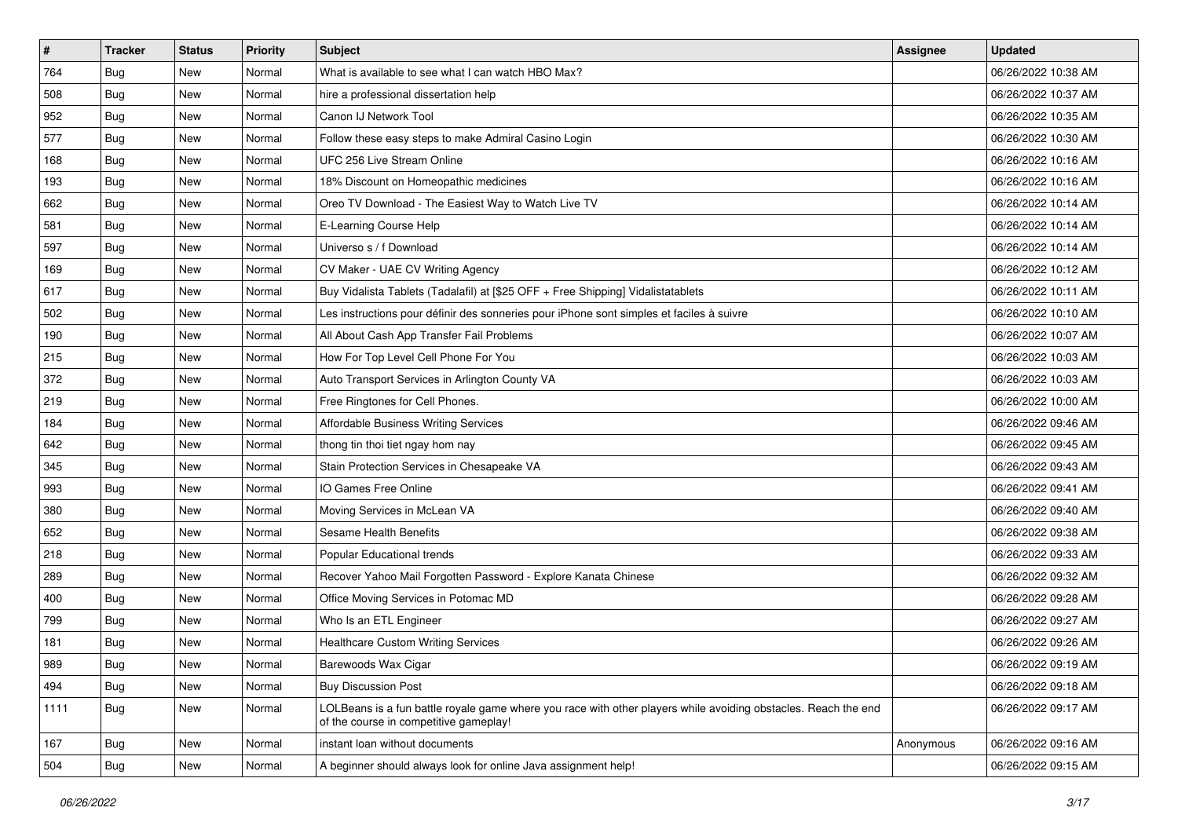| # | Tracker | Status | Priority | Subject | Assignee | Updated |
|---|---|---|---|---|---|---|
| 764 | Bug | New | Normal | What is available to see what I can watch HBO Max? | | 06/26/2022 10:38 AM |
| 508 | Bug | New | Normal | hire a professional dissertation help | | 06/26/2022 10:37 AM |
| 952 | Bug | New | Normal | Canon IJ Network Tool | | 06/26/2022 10:35 AM |
| 577 | Bug | New | Normal | Follow these easy steps to make Admiral Casino Login | | 06/26/2022 10:30 AM |
| 168 | Bug | New | Normal | UFC 256 Live Stream Online | | 06/26/2022 10:16 AM |
| 193 | Bug | New | Normal | 18% Discount on Homeopathic medicines | | 06/26/2022 10:16 AM |
| 662 | Bug | New | Normal | Oreo TV Download - The Easiest Way to Watch Live TV | | 06/26/2022 10:14 AM |
| 581 | Bug | New | Normal | E-Learning Course Help | | 06/26/2022 10:14 AM |
| 597 | Bug | New | Normal | Universo s / f Download | | 06/26/2022 10:14 AM |
| 169 | Bug | New | Normal | CV Maker - UAE CV Writing Agency | | 06/26/2022 10:12 AM |
| 617 | Bug | New | Normal | Buy Vidalista Tablets (Tadalafil) at [$25 OFF + Free Shipping] Vidalistatablets | | 06/26/2022 10:11 AM |
| 502 | Bug | New | Normal | Les instructions pour définir des sonneries pour iPhone sont simples et faciles à suivre | | 06/26/2022 10:10 AM |
| 190 | Bug | New | Normal | All About Cash App Transfer Fail Problems | | 06/26/2022 10:07 AM |
| 215 | Bug | New | Normal | How For Top Level Cell Phone For You | | 06/26/2022 10:03 AM |
| 372 | Bug | New | Normal | Auto Transport Services in Arlington County VA | | 06/26/2022 10:03 AM |
| 219 | Bug | New | Normal | Free Ringtones for Cell Phones. | | 06/26/2022 10:00 AM |
| 184 | Bug | New | Normal | Affordable Business Writing Services | | 06/26/2022 09:46 AM |
| 642 | Bug | New | Normal | thong tin thoi tiet ngay hom nay | | 06/26/2022 09:45 AM |
| 345 | Bug | New | Normal | Stain Protection Services in Chesapeake VA | | 06/26/2022 09:43 AM |
| 993 | Bug | New | Normal | IO Games Free Online | | 06/26/2022 09:41 AM |
| 380 | Bug | New | Normal | Moving Services in McLean VA | | 06/26/2022 09:40 AM |
| 652 | Bug | New | Normal | Sesame Health Benefits | | 06/26/2022 09:38 AM |
| 218 | Bug | New | Normal | Popular Educational trends | | 06/26/2022 09:33 AM |
| 289 | Bug | New | Normal | Recover Yahoo Mail Forgotten Password - Explore Kanata Chinese | | 06/26/2022 09:32 AM |
| 400 | Bug | New | Normal | Office Moving Services in Potomac MD | | 06/26/2022 09:28 AM |
| 799 | Bug | New | Normal | Who Is an ETL Engineer | | 06/26/2022 09:27 AM |
| 181 | Bug | New | Normal | Healthcare Custom Writing Services | | 06/26/2022 09:26 AM |
| 989 | Bug | New | Normal | Barewoods Wax Cigar | | 06/26/2022 09:19 AM |
| 494 | Bug | New | Normal | Buy Discussion Post | | 06/26/2022 09:18 AM |
| 1111 | Bug | New | Normal | LOLBeans is a fun battle royale game where you race with other players while avoiding obstacles. Reach the end of the course in competitive gameplay! | | 06/26/2022 09:17 AM |
| 167 | Bug | New | Normal | instant loan without documents | Anonymous | 06/26/2022 09:16 AM |
| 504 | Bug | New | Normal | A beginner should always look for online Java assignment help! | | 06/26/2022 09:15 AM |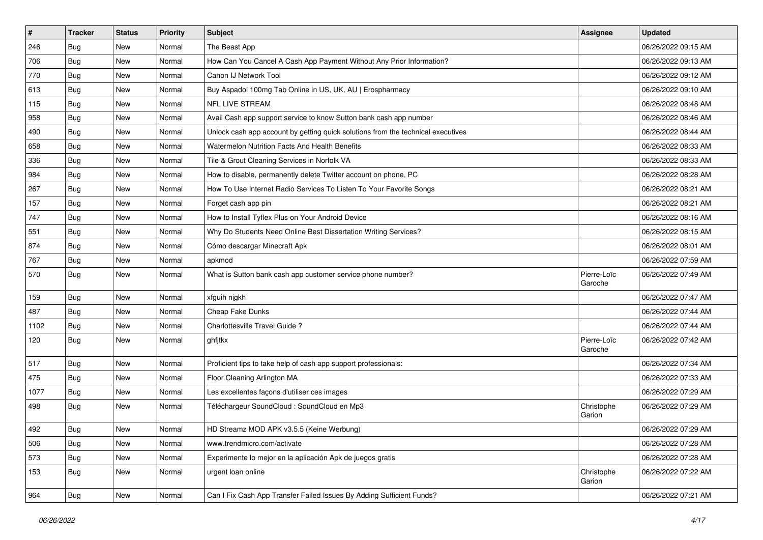| # | Tracker | Status | Priority | Subject | Assignee | Updated |
| --- | --- | --- | --- | --- | --- | --- |
| 246 | Bug | New | Normal | The Beast App | | 06/26/2022 09:15 AM |
| 706 | Bug | New | Normal | How Can You Cancel A Cash App Payment Without Any Prior Information? | | 06/26/2022 09:13 AM |
| 770 | Bug | New | Normal | Canon IJ Network Tool | | 06/26/2022 09:12 AM |
| 613 | Bug | New | Normal | Buy Aspadol 100mg Tab Online in US, UK, AU &#124; Erospharmacy | | 06/26/2022 09:10 AM |
| 115 | Bug | New | Normal | NFL LIVE STREAM | | 06/26/2022 08:48 AM |
| 958 | Bug | New | Normal | Avail Cash app support service to know Sutton bank cash app number | | 06/26/2022 08:46 AM |
| 490 | Bug | New | Normal | Unlock cash app account by getting quick solutions from the technical executives | | 06/26/2022 08:44 AM |
| 658 | Bug | New | Normal | Watermelon Nutrition Facts And Health Benefits | | 06/26/2022 08:33 AM |
| 336 | Bug | New | Normal | Tile & Grout Cleaning Services in Norfolk VA | | 06/26/2022 08:33 AM |
| 984 | Bug | New | Normal | How to disable, permanently delete Twitter account on phone, PC | | 06/26/2022 08:28 AM |
| 267 | Bug | New | Normal | How To Use Internet Radio Services To Listen To Your Favorite Songs | | 06/26/2022 08:21 AM |
| 157 | Bug | New | Normal | Forget cash app pin | | 06/26/2022 08:21 AM |
| 747 | Bug | New | Normal | How to Install Tyflex Plus on Your Android Device | | 06/26/2022 08:16 AM |
| 551 | Bug | New | Normal | Why Do Students Need Online Best Dissertation Writing Services? | | 06/26/2022 08:15 AM |
| 874 | Bug | New | Normal | Cómo descargar Minecraft Apk | | 06/26/2022 08:01 AM |
| 767 | Bug | New | Normal | apkmod | | 06/26/2022 07:59 AM |
| 570 | Bug | New | Normal | What is Sutton bank cash app customer service phone number? | Pierre-Loïc Garoche | 06/26/2022 07:49 AM |
| 159 | Bug | New | Normal | xfguih njgkh | | 06/26/2022 07:47 AM |
| 487 | Bug | New | Normal | Cheap Fake Dunks | | 06/26/2022 07:44 AM |
| 1102 | Bug | New | Normal | Charlottesville Travel Guide ? | | 06/26/2022 07:44 AM |
| 120 | Bug | New | Normal | ghfjtkx | Pierre-Loïc Garoche | 06/26/2022 07:42 AM |
| 517 | Bug | New | Normal | Proficient tips to take help of cash app support professionals: | | 06/26/2022 07:34 AM |
| 475 | Bug | New | Normal | Floor Cleaning Arlington MA | | 06/26/2022 07:33 AM |
| 1077 | Bug | New | Normal | Les excellentes façons d'utiliser ces images | | 06/26/2022 07:29 AM |
| 498 | Bug | New | Normal | Téléchargeur SoundCloud : SoundCloud en Mp3 | Christophe Garion | 06/26/2022 07:29 AM |
| 492 | Bug | New | Normal | HD Streamz MOD APK v3.5.5 (Keine Werbung) | | 06/26/2022 07:29 AM |
| 506 | Bug | New | Normal | www.trendmicro.com/activate | | 06/26/2022 07:28 AM |
| 573 | Bug | New | Normal | Experimente lo mejor en la aplicación Apk de juegos gratis | | 06/26/2022 07:28 AM |
| 153 | Bug | New | Normal | urgent loan online | Christophe Garion | 06/26/2022 07:22 AM |
| 964 | Bug | New | Normal | Can I Fix Cash App Transfer Failed Issues By Adding Sufficient Funds? | | 06/26/2022 07:21 AM |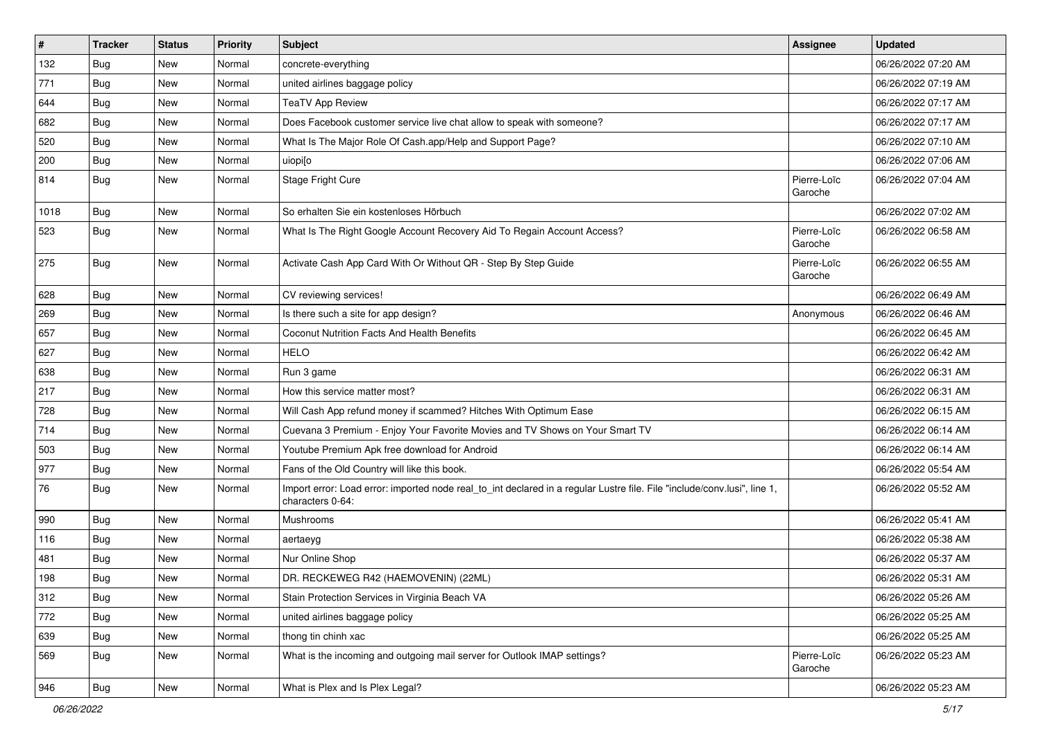| # | Tracker | Status | Priority | Subject | Assignee | Updated |
|---|---|---|---|---|---|---|
| 132 | Bug | New | Normal | concrete-everything | | 06/26/2022 07:20 AM |
| 771 | Bug | New | Normal | united airlines baggage policy | | 06/26/2022 07:19 AM |
| 644 | Bug | New | Normal | TeaTV App Review | | 06/26/2022 07:17 AM |
| 682 | Bug | New | Normal | Does Facebook customer service live chat allow to speak with someone? | | 06/26/2022 07:17 AM |
| 520 | Bug | New | Normal | What Is The Major Role Of Cash.app/Help and Support Page? | | 06/26/2022 07:10 AM |
| 200 | Bug | New | Normal | uiopi[o | | 06/26/2022 07:06 AM |
| 814 | Bug | New | Normal | Stage Fright Cure | Pierre-Loïc Garoche | 06/26/2022 07:04 AM |
| 1018 | Bug | New | Normal | So erhalten Sie ein kostenloses Hörbuch | | 06/26/2022 07:02 AM |
| 523 | Bug | New | Normal | What Is The Right Google Account Recovery Aid To Regain Account Access? | Pierre-Loïc Garoche | 06/26/2022 06:58 AM |
| 275 | Bug | New | Normal | Activate Cash App Card With Or Without QR - Step By Step Guide | Pierre-Loïc Garoche | 06/26/2022 06:55 AM |
| 628 | Bug | New | Normal | CV reviewing services! | | 06/26/2022 06:49 AM |
| 269 | Bug | New | Normal | Is there such a site for app design? | Anonymous | 06/26/2022 06:46 AM |
| 657 | Bug | New | Normal | Coconut Nutrition Facts And Health Benefits | | 06/26/2022 06:45 AM |
| 627 | Bug | New | Normal | HELO | | 06/26/2022 06:42 AM |
| 638 | Bug | New | Normal | Run 3 game | | 06/26/2022 06:31 AM |
| 217 | Bug | New | Normal | How this service matter most? | | 06/26/2022 06:31 AM |
| 728 | Bug | New | Normal | Will Cash App refund money if scammed? Hitches With Optimum Ease | | 06/26/2022 06:15 AM |
| 714 | Bug | New | Normal | Cuevana 3 Premium - Enjoy Your Favorite Movies and TV Shows on Your Smart TV | | 06/26/2022 06:14 AM |
| 503 | Bug | New | Normal | Youtube Premium Apk free download for Android | | 06/26/2022 06:14 AM |
| 977 | Bug | New | Normal | Fans of the Old Country will like this book. | | 06/26/2022 05:54 AM |
| 76 | Bug | New | Normal | Import error: Load error: imported node real_to_int declared in a regular Lustre file. File "include/conv.lusi", line 1, characters 0-64: | | 06/26/2022 05:52 AM |
| 990 | Bug | New | Normal | Mushrooms | | 06/26/2022 05:41 AM |
| 116 | Bug | New | Normal | aertaeyg | | 06/26/2022 05:38 AM |
| 481 | Bug | New | Normal | Nur Online Shop | | 06/26/2022 05:37 AM |
| 198 | Bug | New | Normal | DR. RECKEWEG R42 (HAEMOVENIN) (22ML) | | 06/26/2022 05:31 AM |
| 312 | Bug | New | Normal | Stain Protection Services in Virginia Beach VA | | 06/26/2022 05:26 AM |
| 772 | Bug | New | Normal | united airlines baggage policy | | 06/26/2022 05:25 AM |
| 639 | Bug | New | Normal | thong tin chinh xac | | 06/26/2022 05:25 AM |
| 569 | Bug | New | Normal | What is the incoming and outgoing mail server for Outlook IMAP settings? | Pierre-Loïc Garoche | 06/26/2022 05:23 AM |
| 946 | Bug | New | Normal | What is Plex and Is Plex Legal? | | 06/26/2022 05:23 AM |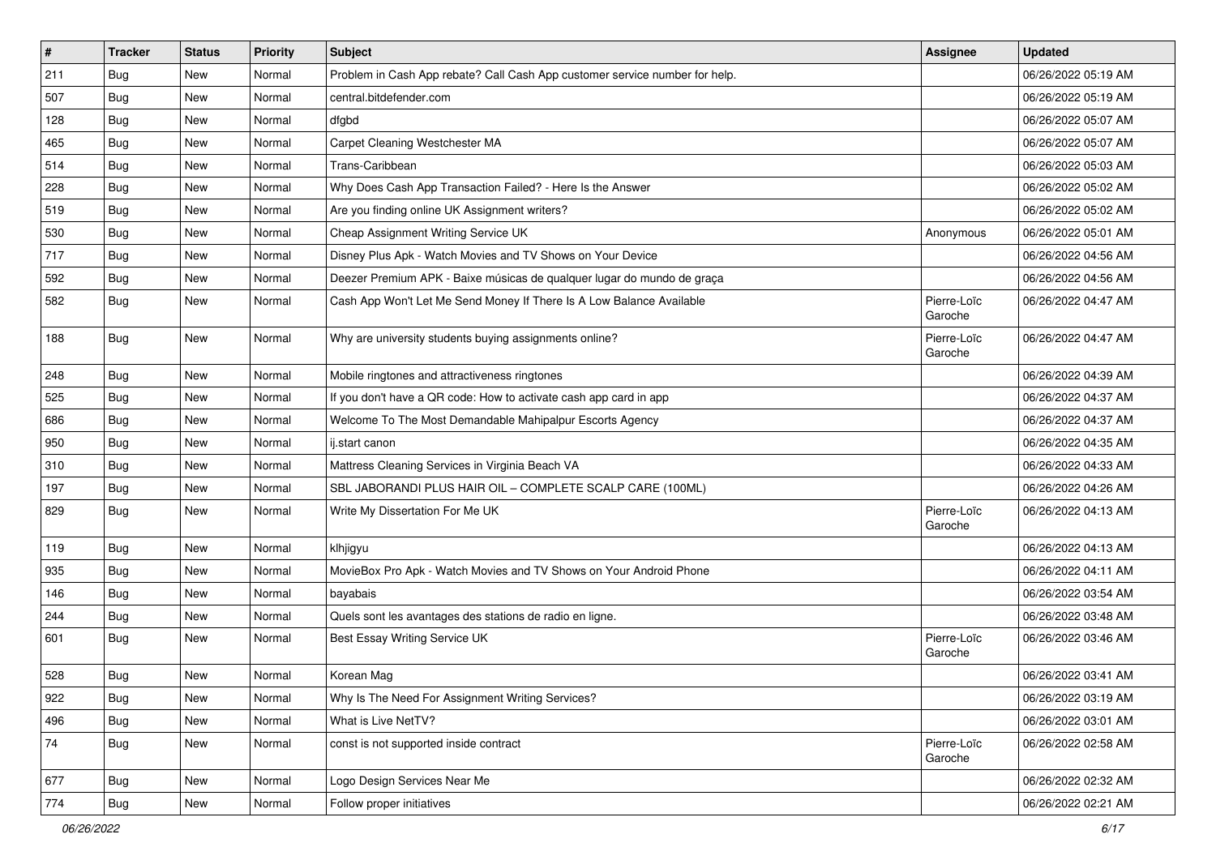| # | Tracker | Status | Priority | Subject | Assignee | Updated |
|---|---|---|---|---|---|---|
| 211 | Bug | New | Normal | Problem in Cash App rebate? Call Cash App customer service number for help. | | 06/26/2022 05:19 AM |
| 507 | Bug | New | Normal | central.bitdefender.com | | 06/26/2022 05:19 AM |
| 128 | Bug | New | Normal | dfgbd | | 06/26/2022 05:07 AM |
| 465 | Bug | New | Normal | Carpet Cleaning Westchester MA | | 06/26/2022 05:07 AM |
| 514 | Bug | New | Normal | Trans-Caribbean | | 06/26/2022 05:03 AM |
| 228 | Bug | New | Normal | Why Does Cash App Transaction Failed? - Here Is the Answer | | 06/26/2022 05:02 AM |
| 519 | Bug | New | Normal | Are you finding online UK Assignment writers? | | 06/26/2022 05:02 AM |
| 530 | Bug | New | Normal | Cheap Assignment Writing Service UK | Anonymous | 06/26/2022 05:01 AM |
| 717 | Bug | New | Normal | Disney Plus Apk - Watch Movies and TV Shows on Your Device | | 06/26/2022 04:56 AM |
| 592 | Bug | New | Normal | Deezer Premium APK - Baixe músicas de qualquer lugar do mundo de graça | | 06/26/2022 04:56 AM |
| 582 | Bug | New | Normal | Cash App Won't Let Me Send Money If There Is A Low Balance Available | Pierre-Loïc Garoche | 06/26/2022 04:47 AM |
| 188 | Bug | New | Normal | Why are university students buying assignments online? | Pierre-Loïc Garoche | 06/26/2022 04:47 AM |
| 248 | Bug | New | Normal | Mobile ringtones and attractiveness ringtones | | 06/26/2022 04:39 AM |
| 525 | Bug | New | Normal | If you don't have a QR code: How to activate cash app card in app | | 06/26/2022 04:37 AM |
| 686 | Bug | New | Normal | Welcome To The Most Demandable Mahipalpur Escorts Agency | | 06/26/2022 04:37 AM |
| 950 | Bug | New | Normal | ij.start canon | | 06/26/2022 04:35 AM |
| 310 | Bug | New | Normal | Mattress Cleaning Services in Virginia Beach VA | | 06/26/2022 04:33 AM |
| 197 | Bug | New | Normal | SBL JABORANDI PLUS HAIR OIL – COMPLETE SCALP CARE (100ML) | | 06/26/2022 04:26 AM |
| 829 | Bug | New | Normal | Write My Dissertation For Me UK | Pierre-Loïc Garoche | 06/26/2022 04:13 AM |
| 119 | Bug | New | Normal | klhjigyu | | 06/26/2022 04:13 AM |
| 935 | Bug | New | Normal | MovieBox Pro Apk - Watch Movies and TV Shows on Your Android Phone | | 06/26/2022 04:11 AM |
| 146 | Bug | New | Normal | bayabais | | 06/26/2022 03:54 AM |
| 244 | Bug | New | Normal | Quels sont les avantages des stations de radio en ligne. | | 06/26/2022 03:48 AM |
| 601 | Bug | New | Normal | Best Essay Writing Service UK | Pierre-Loïc Garoche | 06/26/2022 03:46 AM |
| 528 | Bug | New | Normal | Korean Mag | | 06/26/2022 03:41 AM |
| 922 | Bug | New | Normal | Why Is The Need For Assignment Writing Services? | | 06/26/2022 03:19 AM |
| 496 | Bug | New | Normal | What is Live NetTV? | | 06/26/2022 03:01 AM |
| 74 | Bug | New | Normal | const is not supported inside contract | Pierre-Loïc Garoche | 06/26/2022 02:58 AM |
| 677 | Bug | New | Normal | Logo Design Services Near Me | | 06/26/2022 02:32 AM |
| 774 | Bug | New | Normal | Follow proper initiatives | | 06/26/2022 02:21 AM |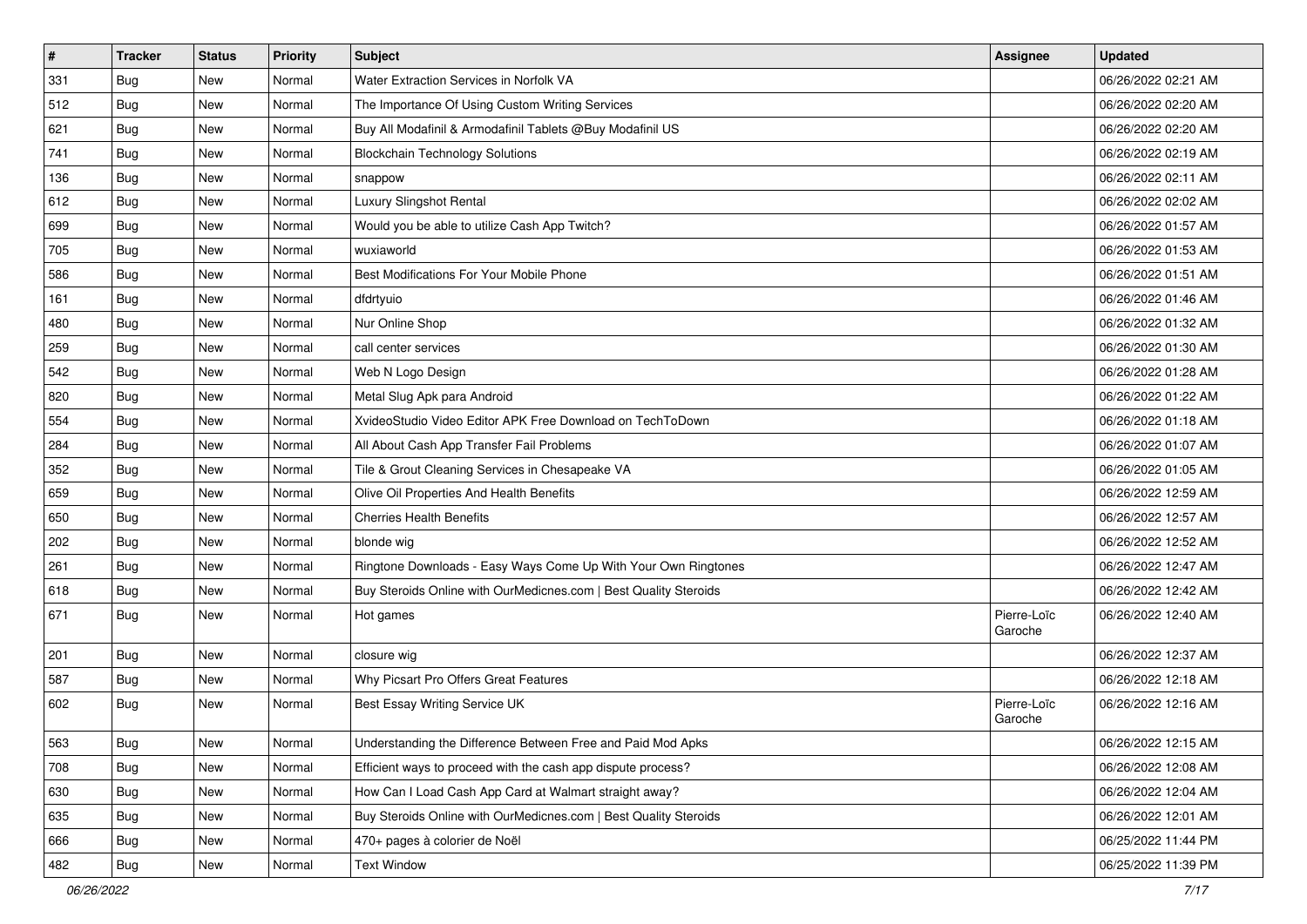| # | Tracker | Status | Priority | Subject | Assignee | Updated |
|---|---|---|---|---|---|---|
| 331 | Bug | New | Normal | Water Extraction Services in Norfolk VA | | 06/26/2022 02:21 AM |
| 512 | Bug | New | Normal | The Importance Of Using Custom Writing Services | | 06/26/2022 02:20 AM |
| 621 | Bug | New | Normal | Buy All Modafinil & Armodafinil Tablets @Buy Modafinil US | | 06/26/2022 02:20 AM |
| 741 | Bug | New | Normal | Blockchain Technology Solutions | | 06/26/2022 02:19 AM |
| 136 | Bug | New | Normal | snappow | | 06/26/2022 02:11 AM |
| 612 | Bug | New | Normal | Luxury Slingshot Rental | | 06/26/2022 02:02 AM |
| 699 | Bug | New | Normal | Would you be able to utilize Cash App Twitch? | | 06/26/2022 01:57 AM |
| 705 | Bug | New | Normal | wuxiaworld | | 06/26/2022 01:53 AM |
| 586 | Bug | New | Normal | Best Modifications For Your Mobile Phone | | 06/26/2022 01:51 AM |
| 161 | Bug | New | Normal | dfdrtyuio | | 06/26/2022 01:46 AM |
| 480 | Bug | New | Normal | Nur Online Shop | | 06/26/2022 01:32 AM |
| 259 | Bug | New | Normal | call center services | | 06/26/2022 01:30 AM |
| 542 | Bug | New | Normal | Web N Logo Design | | 06/26/2022 01:28 AM |
| 820 | Bug | New | Normal | Metal Slug Apk para Android | | 06/26/2022 01:22 AM |
| 554 | Bug | New | Normal | XvideoStudio Video Editor APK Free Download on TechToDown | | 06/26/2022 01:18 AM |
| 284 | Bug | New | Normal | All About Cash App Transfer Fail Problems | | 06/26/2022 01:07 AM |
| 352 | Bug | New | Normal | Tile & Grout Cleaning Services in Chesapeake VA | | 06/26/2022 01:05 AM |
| 659 | Bug | New | Normal | Olive Oil Properties And Health Benefits | | 06/26/2022 12:59 AM |
| 650 | Bug | New | Normal | Cherries Health Benefits | | 06/26/2022 12:57 AM |
| 202 | Bug | New | Normal | blonde wig | | 06/26/2022 12:52 AM |
| 261 | Bug | New | Normal | Ringtone Downloads - Easy Ways Come Up With Your Own Ringtones | | 06/26/2022 12:47 AM |
| 618 | Bug | New | Normal | Buy Steroids Online with OurMedicnes.com \| Best Quality Steroids | | 06/26/2022 12:42 AM |
| 671 | Bug | New | Normal | Hot games | Pierre-Loïc Garoche | 06/26/2022 12:40 AM |
| 201 | Bug | New | Normal | closure wig | | 06/26/2022 12:37 AM |
| 587 | Bug | New | Normal | Why Picsart Pro Offers Great Features | | 06/26/2022 12:18 AM |
| 602 | Bug | New | Normal | Best Essay Writing Service UK | Pierre-Loïc Garoche | 06/26/2022 12:16 AM |
| 563 | Bug | New | Normal | Understanding the Difference Between Free and Paid Mod Apks | | 06/26/2022 12:15 AM |
| 708 | Bug | New | Normal | Efficient ways to proceed with the cash app dispute process? | | 06/26/2022 12:08 AM |
| 630 | Bug | New | Normal | How Can I Load Cash App Card at Walmart straight away? | | 06/26/2022 12:04 AM |
| 635 | Bug | New | Normal | Buy Steroids Online with OurMedicnes.com \| Best Quality Steroids | | 06/26/2022 12:01 AM |
| 666 | Bug | New | Normal | 470+ pages à colorier de Noël | | 06/25/2022 11:44 PM |
| 482 | Bug | New | Normal | Text Window | | 06/25/2022 11:39 PM |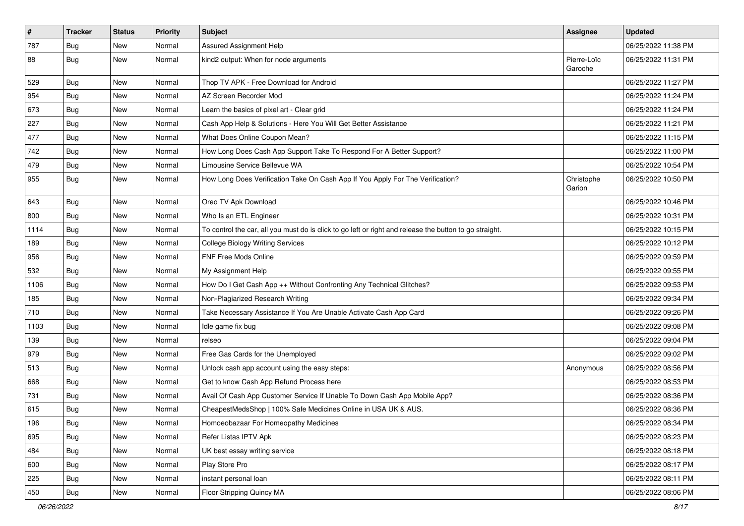| # | Tracker | Status | Priority | Subject | Assignee | Updated |
|---|---|---|---|---|---|---|
| 787 | Bug | New | Normal | Assured Assignment Help | | 06/25/2022 11:38 PM |
| 88 | Bug | New | Normal | kind2 output: When for node arguments | Pierre-Loïc Garoche | 06/25/2022 11:31 PM |
| 529 | Bug | New | Normal | Thop TV APK - Free Download for Android | | 06/25/2022 11:27 PM |
| 954 | Bug | New | Normal | AZ Screen Recorder Mod | | 06/25/2022 11:24 PM |
| 673 | Bug | New | Normal | Learn the basics of pixel art - Clear grid | | 06/25/2022 11:24 PM |
| 227 | Bug | New | Normal | Cash App Help & Solutions - Here You Will Get Better Assistance | | 06/25/2022 11:21 PM |
| 477 | Bug | New | Normal | What Does Online Coupon Mean? | | 06/25/2022 11:15 PM |
| 742 | Bug | New | Normal | How Long Does Cash App Support Take To Respond For A Better Support? | | 06/25/2022 11:00 PM |
| 479 | Bug | New | Normal | Limousine Service Bellevue WA | | 06/25/2022 10:54 PM |
| 955 | Bug | New | Normal | How Long Does Verification Take On Cash App If You Apply For The Verification? | Christophe Garion | 06/25/2022 10:50 PM |
| 643 | Bug | New | Normal | Oreo TV Apk Download | | 06/25/2022 10:46 PM |
| 800 | Bug | New | Normal | Who Is an ETL Engineer | | 06/25/2022 10:31 PM |
| 1114 | Bug | New | Normal | To control the car, all you must do is click to go left or right and release the button to go straight. | | 06/25/2022 10:15 PM |
| 189 | Bug | New | Normal | College Biology Writing Services | | 06/25/2022 10:12 PM |
| 956 | Bug | New | Normal | FNF Free Mods Online | | 06/25/2022 09:59 PM |
| 532 | Bug | New | Normal | My Assignment Help | | 06/25/2022 09:55 PM |
| 1106 | Bug | New | Normal | How Do I Get Cash App ++ Without Confronting Any Technical Glitches? | | 06/25/2022 09:53 PM |
| 185 | Bug | New | Normal | Non-Plagiarized Research Writing | | 06/25/2022 09:34 PM |
| 710 | Bug | New | Normal | Take Necessary Assistance If You Are Unable Activate Cash App Card | | 06/25/2022 09:26 PM |
| 1103 | Bug | New | Normal | Idle game fix bug | | 06/25/2022 09:08 PM |
| 139 | Bug | New | Normal | relseo | | 06/25/2022 09:04 PM |
| 979 | Bug | New | Normal | Free Gas Cards for the Unemployed | | 06/25/2022 09:02 PM |
| 513 | Bug | New | Normal | Unlock cash app account using the easy steps: | Anonymous | 06/25/2022 08:56 PM |
| 668 | Bug | New | Normal | Get to know Cash App Refund Process here | | 06/25/2022 08:53 PM |
| 731 | Bug | New | Normal | Avail Of Cash App Customer Service If Unable To Down Cash App Mobile App? | | 06/25/2022 08:36 PM |
| 615 | Bug | New | Normal | CheapestMedsShop | 100% Safe Medicines Online in USA UK & AUS. | | 06/25/2022 08:36 PM |
| 196 | Bug | New | Normal | Homoeobazaar For Homeopathy Medicines | | 06/25/2022 08:34 PM |
| 695 | Bug | New | Normal | Refer Listas IPTV Apk | | 06/25/2022 08:23 PM |
| 484 | Bug | New | Normal | UK best essay writing service | | 06/25/2022 08:18 PM |
| 600 | Bug | New | Normal | Play Store Pro | | 06/25/2022 08:17 PM |
| 225 | Bug | New | Normal | instant personal loan | | 06/25/2022 08:11 PM |
| 450 | Bug | New | Normal | Floor Stripping Quincy MA | | 06/25/2022 08:06 PM |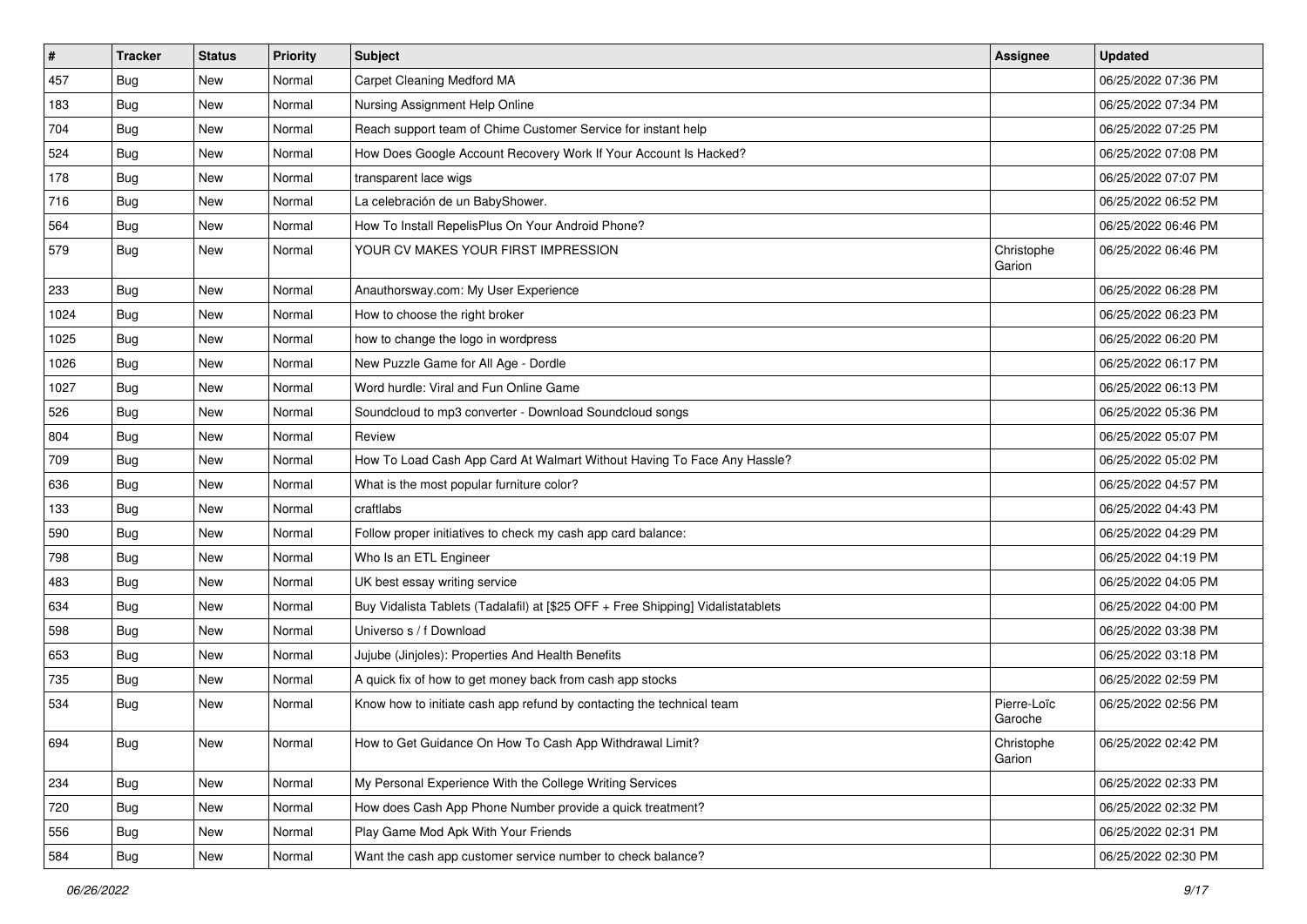| # | Tracker | Status | Priority | Subject | Assignee | Updated |
| --- | --- | --- | --- | --- | --- | --- |
| 457 | Bug | New | Normal | Carpet Cleaning Medford MA | | 06/25/2022 07:36 PM |
| 183 | Bug | New | Normal | Nursing Assignment Help Online | | 06/25/2022 07:34 PM |
| 704 | Bug | New | Normal | Reach support team of Chime Customer Service for instant help | | 06/25/2022 07:25 PM |
| 524 | Bug | New | Normal | How Does Google Account Recovery Work If Your Account Is Hacked? | | 06/25/2022 07:08 PM |
| 178 | Bug | New | Normal | transparent lace wigs | | 06/25/2022 07:07 PM |
| 716 | Bug | New | Normal | La celebración de un BabyShower. | | 06/25/2022 06:52 PM |
| 564 | Bug | New | Normal | How To Install RepelisPlus On Your Android Phone? | | 06/25/2022 06:46 PM |
| 579 | Bug | New | Normal | YOUR CV MAKES YOUR FIRST IMPRESSION | Christophe Garion | 06/25/2022 06:46 PM |
| 233 | Bug | New | Normal | Anauthorsway.com: My User Experience | | 06/25/2022 06:28 PM |
| 1024 | Bug | New | Normal | How to choose the right broker | | 06/25/2022 06:23 PM |
| 1025 | Bug | New | Normal | how to change the logo in wordpress | | 06/25/2022 06:20 PM |
| 1026 | Bug | New | Normal | New Puzzle Game for All Age - Dordle | | 06/25/2022 06:17 PM |
| 1027 | Bug | New | Normal | Word hurdle: Viral and Fun Online Game | | 06/25/2022 06:13 PM |
| 526 | Bug | New | Normal | Soundcloud to mp3 converter - Download Soundcloud songs | | 06/25/2022 05:36 PM |
| 804 | Bug | New | Normal | Review | | 06/25/2022 05:07 PM |
| 709 | Bug | New | Normal | How To Load Cash App Card At Walmart Without Having To Face Any Hassle? | | 06/25/2022 05:02 PM |
| 636 | Bug | New | Normal | What is the most popular furniture color? | | 06/25/2022 04:57 PM |
| 133 | Bug | New | Normal | craftlabs | | 06/25/2022 04:43 PM |
| 590 | Bug | New | Normal | Follow proper initiatives to check my cash app card balance: | | 06/25/2022 04:29 PM |
| 798 | Bug | New | Normal | Who Is an ETL Engineer | | 06/25/2022 04:19 PM |
| 483 | Bug | New | Normal | UK best essay writing service | | 06/25/2022 04:05 PM |
| 634 | Bug | New | Normal | Buy Vidalista Tablets (Tadalafil) at [$25 OFF + Free Shipping] Vidalistatablets | | 06/25/2022 04:00 PM |
| 598 | Bug | New | Normal | Universo s / f Download | | 06/25/2022 03:38 PM |
| 653 | Bug | New | Normal | Jujube (Jinjoles): Properties And Health Benefits | | 06/25/2022 03:18 PM |
| 735 | Bug | New | Normal | A quick fix of how to get money back from cash app stocks | | 06/25/2022 02:59 PM |
| 534 | Bug | New | Normal | Know how to initiate cash app refund by contacting the technical team | Pierre-Loïc Garoche | 06/25/2022 02:56 PM |
| 694 | Bug | New | Normal | How to Get Guidance On How To Cash App Withdrawal Limit? | Christophe Garion | 06/25/2022 02:42 PM |
| 234 | Bug | New | Normal | My Personal Experience With the College Writing Services | | 06/25/2022 02:33 PM |
| 720 | Bug | New | Normal | How does Cash App Phone Number provide a quick treatment? | | 06/25/2022 02:32 PM |
| 556 | Bug | New | Normal | Play Game Mod Apk With Your Friends | | 06/25/2022 02:31 PM |
| 584 | Bug | New | Normal | Want the cash app customer service number to check balance? | | 06/25/2022 02:30 PM |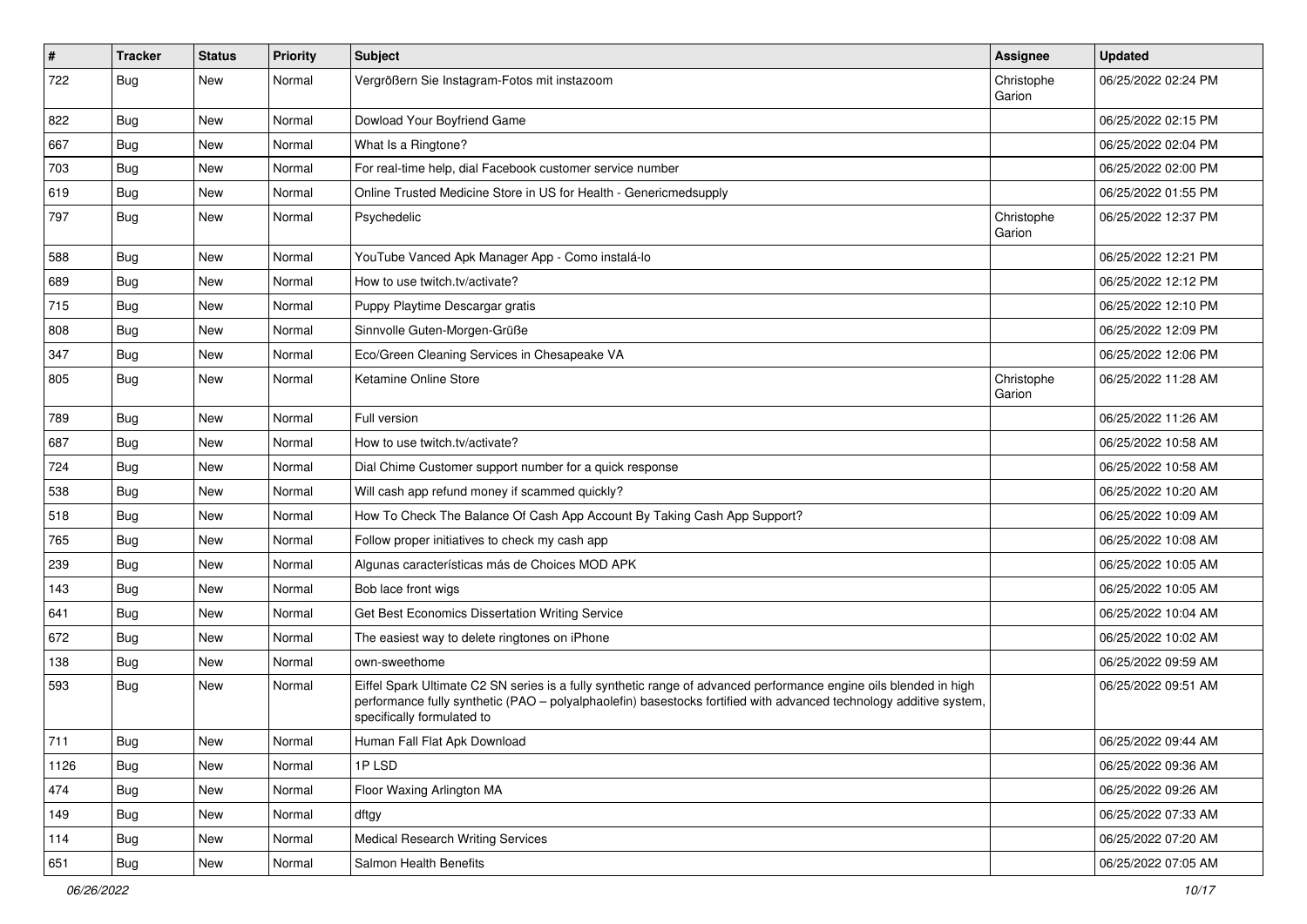| # | Tracker | Status | Priority | Subject | Assignee | Updated |
|---|---|---|---|---|---|---|
| 722 | Bug | New | Normal | Vergrößern Sie Instagram-Fotos mit instazoom | Christophe Garion | 06/25/2022 02:24 PM |
| 822 | Bug | New | Normal | Dowload Your Boyfriend Game | | 06/25/2022 02:15 PM |
| 667 | Bug | New | Normal | What Is a Ringtone? | | 06/25/2022 02:04 PM |
| 703 | Bug | New | Normal | For real-time help, dial Facebook customer service number | | 06/25/2022 02:00 PM |
| 619 | Bug | New | Normal | Online Trusted Medicine Store in US for Health - Genericmedsupply | | 06/25/2022 01:55 PM |
| 797 | Bug | New | Normal | Psychedelic | Christophe Garion | 06/25/2022 12:37 PM |
| 588 | Bug | New | Normal | YouTube Vanced Apk Manager App - Como instalá-lo | | 06/25/2022 12:21 PM |
| 689 | Bug | New | Normal | How to use twitch.tv/activate? | | 06/25/2022 12:12 PM |
| 715 | Bug | New | Normal | Puppy Playtime Descargar gratis | | 06/25/2022 12:10 PM |
| 808 | Bug | New | Normal | Sinnvolle Guten-Morgen-Grüße | | 06/25/2022 12:09 PM |
| 347 | Bug | New | Normal | Eco/Green Cleaning Services in Chesapeake VA | | 06/25/2022 12:06 PM |
| 805 | Bug | New | Normal | Ketamine Online Store | Christophe Garion | 06/25/2022 11:28 AM |
| 789 | Bug | New | Normal | Full version | | 06/25/2022 11:26 AM |
| 687 | Bug | New | Normal | How to use twitch.tv/activate? | | 06/25/2022 10:58 AM |
| 724 | Bug | New | Normal | Dial Chime Customer support number for a quick response | | 06/25/2022 10:58 AM |
| 538 | Bug | New | Normal | Will cash app refund money if scammed quickly? | | 06/25/2022 10:20 AM |
| 518 | Bug | New | Normal | How To Check The Balance Of Cash App Account By Taking Cash App Support? | | 06/25/2022 10:09 AM |
| 765 | Bug | New | Normal | Follow proper initiatives to check my cash app | | 06/25/2022 10:08 AM |
| 239 | Bug | New | Normal | Algunas características más de Choices MOD APK | | 06/25/2022 10:05 AM |
| 143 | Bug | New | Normal | Bob lace front wigs | | 06/25/2022 10:05 AM |
| 641 | Bug | New | Normal | Get Best Economics Dissertation Writing Service | | 06/25/2022 10:04 AM |
| 672 | Bug | New | Normal | The easiest way to delete ringtones on iPhone | | 06/25/2022 10:02 AM |
| 138 | Bug | New | Normal | own-sweethome | | 06/25/2022 09:59 AM |
| 593 | Bug | New | Normal | Eiffel Spark Ultimate C2 SN series is a fully synthetic range of advanced performance engine oils blended in high performance fully synthetic (PAO – polyalphaolefin) basestocks fortified with advanced technology additive system, specifically formulated to | | 06/25/2022 09:51 AM |
| 711 | Bug | New | Normal | Human Fall Flat Apk Download | | 06/25/2022 09:44 AM |
| 1126 | Bug | New | Normal | 1P LSD | | 06/25/2022 09:36 AM |
| 474 | Bug | New | Normal | Floor Waxing Arlington MA | | 06/25/2022 09:26 AM |
| 149 | Bug | New | Normal | dftgy | | 06/25/2022 07:33 AM |
| 114 | Bug | New | Normal | Medical Research Writing Services | | 06/25/2022 07:20 AM |
| 651 | Bug | New | Normal | Salmon Health Benefits | | 06/25/2022 07:05 AM |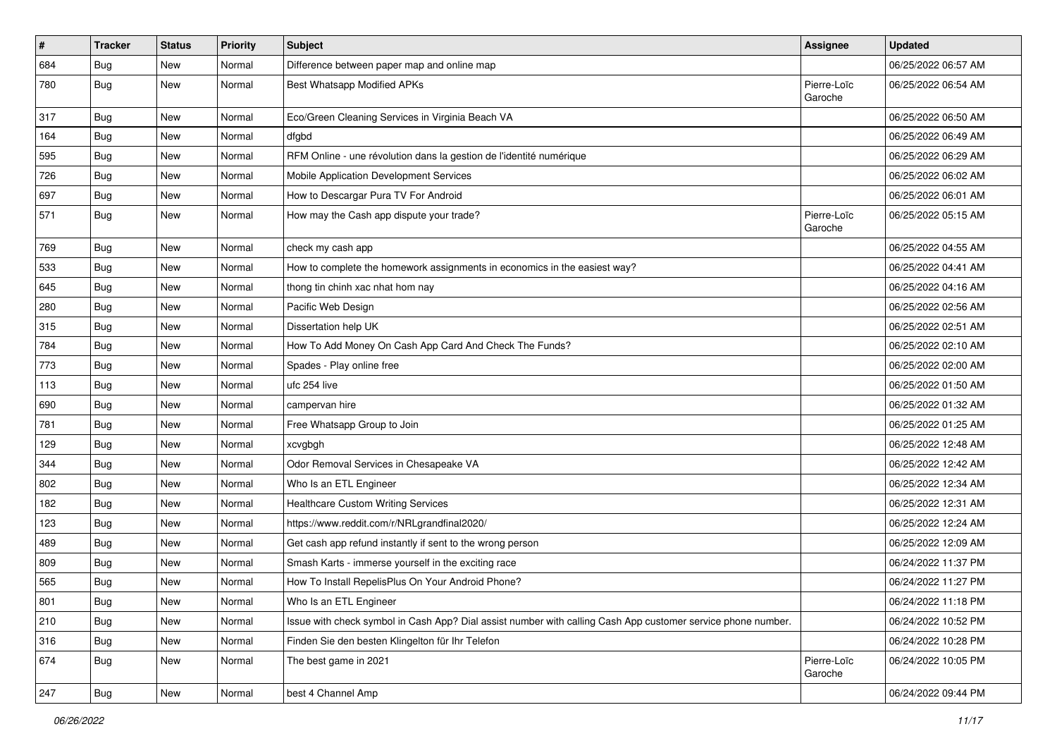| # | Tracker | Status | Priority | Subject | Assignee | Updated |
| --- | --- | --- | --- | --- | --- | --- |
| 684 | Bug | New | Normal | Difference between paper map and online map |  | 06/25/2022 06:57 AM |
| 780 | Bug | New | Normal | Best Whatsapp Modified APKs | Pierre-Loïc Garoche | 06/25/2022 06:54 AM |
| 317 | Bug | New | Normal | Eco/Green Cleaning Services in Virginia Beach VA |  | 06/25/2022 06:50 AM |
| 164 | Bug | New | Normal | dfgbd |  | 06/25/2022 06:49 AM |
| 595 | Bug | New | Normal | RFM Online - une révolution dans la gestion de l'identité numérique |  | 06/25/2022 06:29 AM |
| 726 | Bug | New | Normal | Mobile Application Development Services |  | 06/25/2022 06:02 AM |
| 697 | Bug | New | Normal | How to Descargar Pura TV For Android |  | 06/25/2022 06:01 AM |
| 571 | Bug | New | Normal | How may the Cash app dispute your trade? | Pierre-Loïc Garoche | 06/25/2022 05:15 AM |
| 769 | Bug | New | Normal | check my cash app |  | 06/25/2022 04:55 AM |
| 533 | Bug | New | Normal | How to complete the homework assignments in economics in the easiest way? |  | 06/25/2022 04:41 AM |
| 645 | Bug | New | Normal | thong tin chinh xac nhat hom nay |  | 06/25/2022 04:16 AM |
| 280 | Bug | New | Normal | Pacific Web Design |  | 06/25/2022 02:56 AM |
| 315 | Bug | New | Normal | Dissertation help UK |  | 06/25/2022 02:51 AM |
| 784 | Bug | New | Normal | How To Add Money On Cash App Card And Check The Funds? |  | 06/25/2022 02:10 AM |
| 773 | Bug | New | Normal | Spades - Play online free |  | 06/25/2022 02:00 AM |
| 113 | Bug | New | Normal | ufc 254 live |  | 06/25/2022 01:50 AM |
| 690 | Bug | New | Normal | campervan hire |  | 06/25/2022 01:32 AM |
| 781 | Bug | New | Normal | Free Whatsapp Group to Join |  | 06/25/2022 01:25 AM |
| 129 | Bug | New | Normal | xcvgbgh |  | 06/25/2022 12:48 AM |
| 344 | Bug | New | Normal | Odor Removal Services in Chesapeake VA |  | 06/25/2022 12:42 AM |
| 802 | Bug | New | Normal | Who Is an ETL Engineer |  | 06/25/2022 12:34 AM |
| 182 | Bug | New | Normal | Healthcare Custom Writing Services |  | 06/25/2022 12:31 AM |
| 123 | Bug | New | Normal | https://www.reddit.com/r/NRLgrandfinal2020/ |  | 06/25/2022 12:24 AM |
| 489 | Bug | New | Normal | Get cash app refund instantly if sent to the wrong person |  | 06/25/2022 12:09 AM |
| 809 | Bug | New | Normal | Smash Karts - immerse yourself in the exciting race |  | 06/24/2022 11:37 PM |
| 565 | Bug | New | Normal | How To Install RepelisPlus On Your Android Phone? |  | 06/24/2022 11:27 PM |
| 801 | Bug | New | Normal | Who Is an ETL Engineer |  | 06/24/2022 11:18 PM |
| 210 | Bug | New | Normal | Issue with check symbol in Cash App? Dial assist number with calling Cash App customer service phone number. |  | 06/24/2022 10:52 PM |
| 316 | Bug | New | Normal | Finden Sie den besten Klingelton für Ihr Telefon |  | 06/24/2022 10:28 PM |
| 674 | Bug | New | Normal | The best game in 2021 | Pierre-Loïc Garoche | 06/24/2022 10:05 PM |
| 247 | Bug | New | Normal | best 4 Channel Amp |  | 06/24/2022 09:44 PM |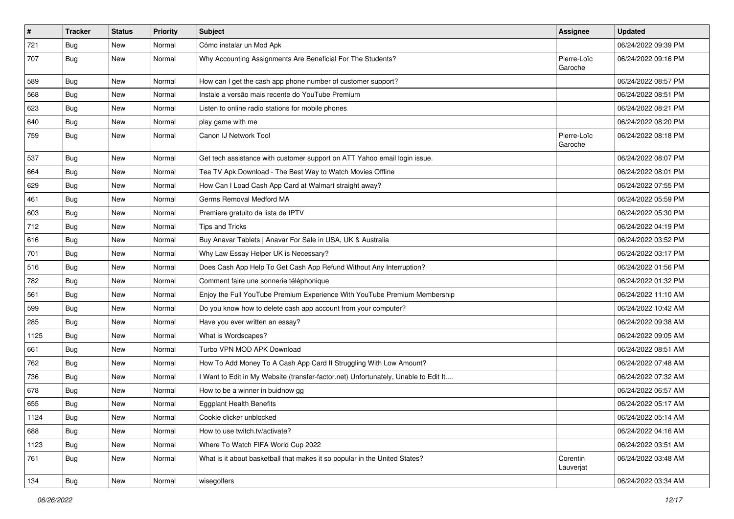| # | Tracker | Status | Priority | Subject | Assignee | Updated |
|---|---|---|---|---|---|---|
| 721 | Bug | New | Normal | Cómo instalar un Mod Apk | | 06/24/2022 09:39 PM |
| 707 | Bug | New | Normal | Why Accounting Assignments Are Beneficial For The Students? | Pierre-Loïc Garoche | 06/24/2022 09:16 PM |
| 589 | Bug | New | Normal | How can I get the cash app phone number of customer support? | | 06/24/2022 08:57 PM |
| 568 | Bug | New | Normal | Instale a versão mais recente do YouTube Premium | | 06/24/2022 08:51 PM |
| 623 | Bug | New | Normal | Listen to online radio stations for mobile phones | | 06/24/2022 08:21 PM |
| 640 | Bug | New | Normal | play game with me | | 06/24/2022 08:20 PM |
| 759 | Bug | New | Normal | Canon IJ Network Tool | Pierre-Loïc Garoche | 06/24/2022 08:18 PM |
| 537 | Bug | New | Normal | Get tech assistance with customer support on ATT Yahoo email login issue. | | 06/24/2022 08:07 PM |
| 664 | Bug | New | Normal | Tea TV Apk Download - The Best Way to Watch Movies Offline | | 06/24/2022 08:01 PM |
| 629 | Bug | New | Normal | How Can I Load Cash App Card at Walmart straight away? | | 06/24/2022 07:55 PM |
| 461 | Bug | New | Normal | Germs Removal Medford MA | | 06/24/2022 05:59 PM |
| 603 | Bug | New | Normal | Premiere gratuito da lista de IPTV | | 06/24/2022 05:30 PM |
| 712 | Bug | New | Normal | Tips and Tricks | | 06/24/2022 04:19 PM |
| 616 | Bug | New | Normal | Buy Anavar Tablets \| Anavar For Sale in USA, UK & Australia | | 06/24/2022 03:52 PM |
| 701 | Bug | New | Normal | Why Law Essay Helper UK is Necessary? | | 06/24/2022 03:17 PM |
| 516 | Bug | New | Normal | Does Cash App Help To Get Cash App Refund Without Any Interruption? | | 06/24/2022 01:56 PM |
| 782 | Bug | New | Normal | Comment faire une sonnerie téléphonique | | 06/24/2022 01:32 PM |
| 561 | Bug | New | Normal | Enjoy the Full YouTube Premium Experience With YouTube Premium Membership | | 06/24/2022 11:10 AM |
| 599 | Bug | New | Normal | Do you know how to delete cash app account from your computer? | | 06/24/2022 10:42 AM |
| 285 | Bug | New | Normal | Have you ever written an essay? | | 06/24/2022 09:38 AM |
| 1125 | Bug | New | Normal | What is Wordscapes? | | 06/24/2022 09:05 AM |
| 661 | Bug | New | Normal | Turbo VPN MOD APK Download | | 06/24/2022 08:51 AM |
| 762 | Bug | New | Normal | How To Add Money To A Cash App Card If Struggling With Low Amount? | | 06/24/2022 07:48 AM |
| 736 | Bug | New | Normal | I Want to Edit in My Website (transfer-factor.net) Unfortunately, Unable to Edit It.... | | 06/24/2022 07:32 AM |
| 678 | Bug | New | Normal | How to be a winner in buidnow gg | | 06/24/2022 06:57 AM |
| 655 | Bug | New | Normal | Eggplant Health Benefits | | 06/24/2022 05:17 AM |
| 1124 | Bug | New | Normal | Cookie clicker unblocked | | 06/24/2022 05:14 AM |
| 688 | Bug | New | Normal | How to use twitch.tv/activate? | | 06/24/2022 04:16 AM |
| 1123 | Bug | New | Normal | Where To Watch FIFA World Cup 2022 | | 06/24/2022 03:51 AM |
| 761 | Bug | New | Normal | What is it about basketball that makes it so popular in the United States? | Corentin Lauverjat | 06/24/2022 03:48 AM |
| 134 | Bug | New | Normal | wisegolfers | | 06/24/2022 03:34 AM |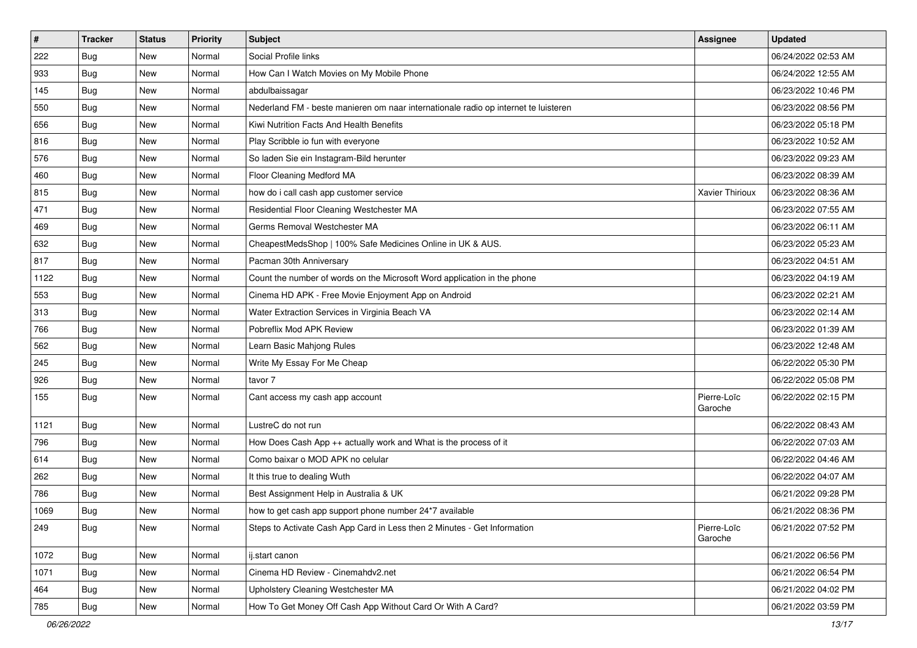| # | Tracker | Status | Priority | Subject | Assignee | Updated |
|---|---|---|---|---|---|---|
| 222 | Bug | New | Normal | Social Profile links | | 06/24/2022 02:53 AM |
| 933 | Bug | New | Normal | How Can I Watch Movies on My Mobile Phone | | 06/24/2022 12:55 AM |
| 145 | Bug | New | Normal | abdulbaissagar | | 06/23/2022 10:46 PM |
| 550 | Bug | New | Normal | Nederland FM - beste manieren om naar internationale radio op internet te luisteren | | 06/23/2022 08:56 PM |
| 656 | Bug | New | Normal | Kiwi Nutrition Facts And Health Benefits | | 06/23/2022 05:18 PM |
| 816 | Bug | New | Normal | Play Scribble io fun with everyone | | 06/23/2022 10:52 AM |
| 576 | Bug | New | Normal | So laden Sie ein Instagram-Bild herunter | | 06/23/2022 09:23 AM |
| 460 | Bug | New | Normal | Floor Cleaning Medford MA | | 06/23/2022 08:39 AM |
| 815 | Bug | New | Normal | how do i call cash app customer service | Xavier Thirioux | 06/23/2022 08:36 AM |
| 471 | Bug | New | Normal | Residential Floor Cleaning Westchester MA | | 06/23/2022 07:55 AM |
| 469 | Bug | New | Normal | Germs Removal Westchester MA | | 06/23/2022 06:11 AM |
| 632 | Bug | New | Normal | CheapestMedsShop \| 100% Safe Medicines Online in UK & AUS. | | 06/23/2022 05:23 AM |
| 817 | Bug | New | Normal | Pacman 30th Anniversary | | 06/23/2022 04:51 AM |
| 1122 | Bug | New | Normal | Count the number of words on the Microsoft Word application in the phone | | 06/23/2022 04:19 AM |
| 553 | Bug | New | Normal | Cinema HD APK - Free Movie Enjoyment App on Android | | 06/23/2022 02:21 AM |
| 313 | Bug | New | Normal | Water Extraction Services in Virginia Beach VA | | 06/23/2022 02:14 AM |
| 766 | Bug | New | Normal | Pobreflix Mod APK Review | | 06/23/2022 01:39 AM |
| 562 | Bug | New | Normal | Learn Basic Mahjong Rules | | 06/23/2022 12:48 AM |
| 245 | Bug | New | Normal | Write My Essay For Me Cheap | | 06/22/2022 05:30 PM |
| 926 | Bug | New | Normal | tavor 7 | | 06/22/2022 05:08 PM |
| 155 | Bug | New | Normal | Cant access my cash app account | Pierre-Loïc Garoche | 06/22/2022 02:15 PM |
| 1121 | Bug | New | Normal | LustreC do not run | | 06/22/2022 08:43 AM |
| 796 | Bug | New | Normal | How Does Cash App ++ actually work and What is the process of it | | 06/22/2022 07:03 AM |
| 614 | Bug | New | Normal | Como baixar o MOD APK no celular | | 06/22/2022 04:46 AM |
| 262 | Bug | New | Normal | It this true to dealing Wuth | | 06/22/2022 04:07 AM |
| 786 | Bug | New | Normal | Best Assignment Help in Australia & UK | | 06/21/2022 09:28 PM |
| 1069 | Bug | New | Normal | how to get cash app support phone number 24*7 available | | 06/21/2022 08:36 PM |
| 249 | Bug | New | Normal | Steps to Activate Cash App Card in Less then 2 Minutes - Get Information | Pierre-Loïc Garoche | 06/21/2022 07:52 PM |
| 1072 | Bug | New | Normal | ij.start canon | | 06/21/2022 06:56 PM |
| 1071 | Bug | New | Normal | Cinema HD Review - Cinemahdv2.net | | 06/21/2022 06:54 PM |
| 464 | Bug | New | Normal | Upholstery Cleaning Westchester MA | | 06/21/2022 04:02 PM |
| 785 | Bug | New | Normal | How To Get Money Off Cash App Without Card Or With A Card? | | 06/21/2022 03:59 PM |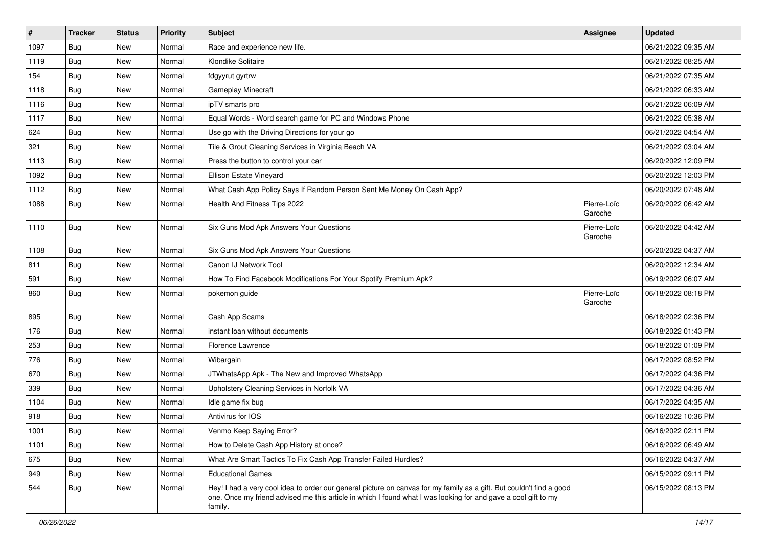| # | Tracker | Status | Priority | Subject | Assignee | Updated |
|---|---|---|---|---|---|---|
| 1097 | Bug | New | Normal | Race and experience new life. | | 06/21/2022 09:35 AM |
| 1119 | Bug | New | Normal | Klondike Solitaire | | 06/21/2022 08:25 AM |
| 154 | Bug | New | Normal | fdgyyrut gyrtrw | | 06/21/2022 07:35 AM |
| 1118 | Bug | New | Normal | Gameplay Minecraft | | 06/21/2022 06:33 AM |
| 1116 | Bug | New | Normal | ipTV smarts pro | | 06/21/2022 06:09 AM |
| 1117 | Bug | New | Normal | Equal Words - Word search game for PC and Windows Phone | | 06/21/2022 05:38 AM |
| 624 | Bug | New | Normal | Use go with the Driving Directions for your go | | 06/21/2022 04:54 AM |
| 321 | Bug | New | Normal | Tile & Grout Cleaning Services in Virginia Beach VA | | 06/21/2022 03:04 AM |
| 1113 | Bug | New | Normal | Press the button to control your car | | 06/20/2022 12:09 PM |
| 1092 | Bug | New | Normal | Ellison Estate Vineyard | | 06/20/2022 12:03 PM |
| 1112 | Bug | New | Normal | What Cash App Policy Says If Random Person Sent Me Money On Cash App? | | 06/20/2022 07:48 AM |
| 1088 | Bug | New | Normal | Health And Fitness Tips 2022 | Pierre-Loïc Garoche | 06/20/2022 06:42 AM |
| 1110 | Bug | New | Normal | Six Guns Mod Apk Answers Your Questions | Pierre-Loïc Garoche | 06/20/2022 04:42 AM |
| 1108 | Bug | New | Normal | Six Guns Mod Apk Answers Your Questions | | 06/20/2022 04:37 AM |
| 811 | Bug | New | Normal | Canon IJ Network Tool | | 06/20/2022 12:34 AM |
| 591 | Bug | New | Normal | How To Find Facebook Modifications For Your Spotify Premium Apk? | | 06/19/2022 06:07 AM |
| 860 | Bug | New | Normal | pokemon guide | Pierre-Loïc Garoche | 06/18/2022 08:18 PM |
| 895 | Bug | New | Normal | Cash App Scams | | 06/18/2022 02:36 PM |
| 176 | Bug | New | Normal | instant loan without documents | | 06/18/2022 01:43 PM |
| 253 | Bug | New | Normal | Florence Lawrence | | 06/18/2022 01:09 PM |
| 776 | Bug | New | Normal | Wibargain | | 06/17/2022 08:52 PM |
| 670 | Bug | New | Normal | JTWhatsApp Apk - The New and Improved WhatsApp | | 06/17/2022 04:36 PM |
| 339 | Bug | New | Normal | Upholstery Cleaning Services in Norfolk VA | | 06/17/2022 04:36 AM |
| 1104 | Bug | New | Normal | Idle game fix bug | | 06/17/2022 04:35 AM |
| 918 | Bug | New | Normal | Antivirus for IOS | | 06/16/2022 10:36 PM |
| 1001 | Bug | New | Normal | Venmo Keep Saying Error? | | 06/16/2022 02:11 PM |
| 1101 | Bug | New | Normal | How to Delete Cash App History at once? | | 06/16/2022 06:49 AM |
| 675 | Bug | New | Normal | What Are Smart Tactics To Fix Cash App Transfer Failed Hurdles? | | 06/16/2022 04:37 AM |
| 949 | Bug | New | Normal | Educational Games | | 06/15/2022 09:11 PM |
| 544 | Bug | New | Normal | Hey! I had a very cool idea to order our general picture on canvas for my family as a gift. But couldn't find a good one. Once my friend advised me this article in which I found what I was looking for and gave a cool gift to my family. | | 06/15/2022 08:13 PM |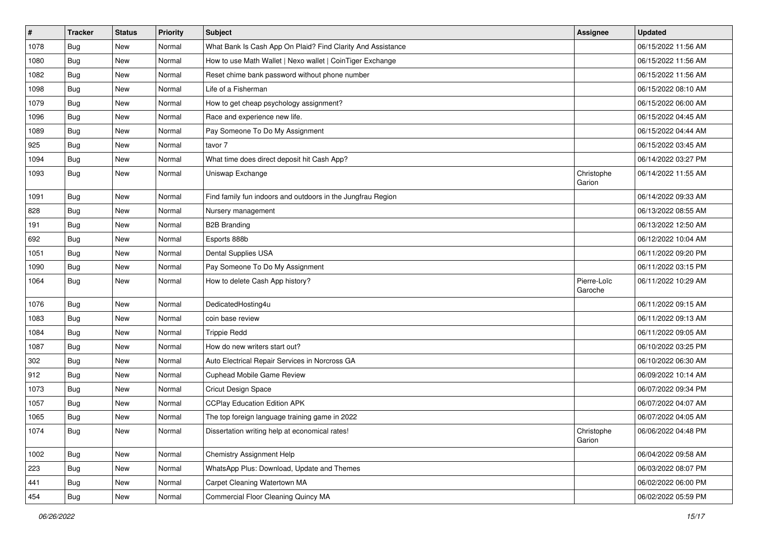| # | Tracker | Status | Priority | Subject | Assignee | Updated |
|---|---|---|---|---|---|---|
| 1078 | Bug | New | Normal | What Bank Is Cash App On Plaid? Find Clarity And Assistance | | 06/15/2022 11:56 AM |
| 1080 | Bug | New | Normal | How to use Math Wallet \| Nexo wallet \| CoinTiger Exchange | | 06/15/2022 11:56 AM |
| 1082 | Bug | New | Normal | Reset chime bank password without phone number | | 06/15/2022 11:56 AM |
| 1098 | Bug | New | Normal | Life of a Fisherman | | 06/15/2022 08:10 AM |
| 1079 | Bug | New | Normal | How to get cheap psychology assignment? | | 06/15/2022 06:00 AM |
| 1096 | Bug | New | Normal | Race and experience new life. | | 06/15/2022 04:45 AM |
| 1089 | Bug | New | Normal | Pay Someone To Do My Assignment | | 06/15/2022 04:44 AM |
| 925 | Bug | New | Normal | tavor 7 | | 06/15/2022 03:45 AM |
| 1094 | Bug | New | Normal | What time does direct deposit hit Cash App? | | 06/14/2022 03:27 PM |
| 1093 | Bug | New | Normal | Uniswap Exchange | Christophe Garion | 06/14/2022 11:55 AM |
| 1091 | Bug | New | Normal | Find family fun indoors and outdoors in the Jungfrau Region | | 06/14/2022 09:33 AM |
| 828 | Bug | New | Normal | Nursery management | | 06/13/2022 08:55 AM |
| 191 | Bug | New | Normal | B2B Branding | | 06/13/2022 12:50 AM |
| 692 | Bug | New | Normal | Esports 888b | | 06/12/2022 10:04 AM |
| 1051 | Bug | New | Normal | Dental Supplies USA | | 06/11/2022 09:20 PM |
| 1090 | Bug | New | Normal | Pay Someone To Do My Assignment | | 06/11/2022 03:15 PM |
| 1064 | Bug | New | Normal | How to delete Cash App history? | Pierre-Loïc Garoche | 06/11/2022 10:29 AM |
| 1076 | Bug | New | Normal | DedicatedHosting4u | | 06/11/2022 09:15 AM |
| 1083 | Bug | New | Normal | coin base review | | 06/11/2022 09:13 AM |
| 1084 | Bug | New | Normal | Trippie Redd | | 06/11/2022 09:05 AM |
| 1087 | Bug | New | Normal | How do new writers start out? | | 06/10/2022 03:25 PM |
| 302 | Bug | New | Normal | Auto Electrical Repair Services in Norcross GA | | 06/10/2022 06:30 AM |
| 912 | Bug | New | Normal | Cuphead Mobile Game Review | | 06/09/2022 10:14 AM |
| 1073 | Bug | New | Normal | Cricut Design Space | | 06/07/2022 09:34 PM |
| 1057 | Bug | New | Normal | CCPlay Education Edition APK | | 06/07/2022 04:07 AM |
| 1065 | Bug | New | Normal | The top foreign language training game in 2022 | | 06/07/2022 04:05 AM |
| 1074 | Bug | New | Normal | Dissertation writing help at economical rates! | Christophe Garion | 06/06/2022 04:48 PM |
| 1002 | Bug | New | Normal | Chemistry Assignment Help | | 06/04/2022 09:58 AM |
| 223 | Bug | New | Normal | WhatsApp Plus: Download, Update and Themes | | 06/03/2022 08:07 PM |
| 441 | Bug | New | Normal | Carpet Cleaning Watertown MA | | 06/02/2022 06:00 PM |
| 454 | Bug | New | Normal | Commercial Floor Cleaning Quincy MA | | 06/02/2022 05:59 PM |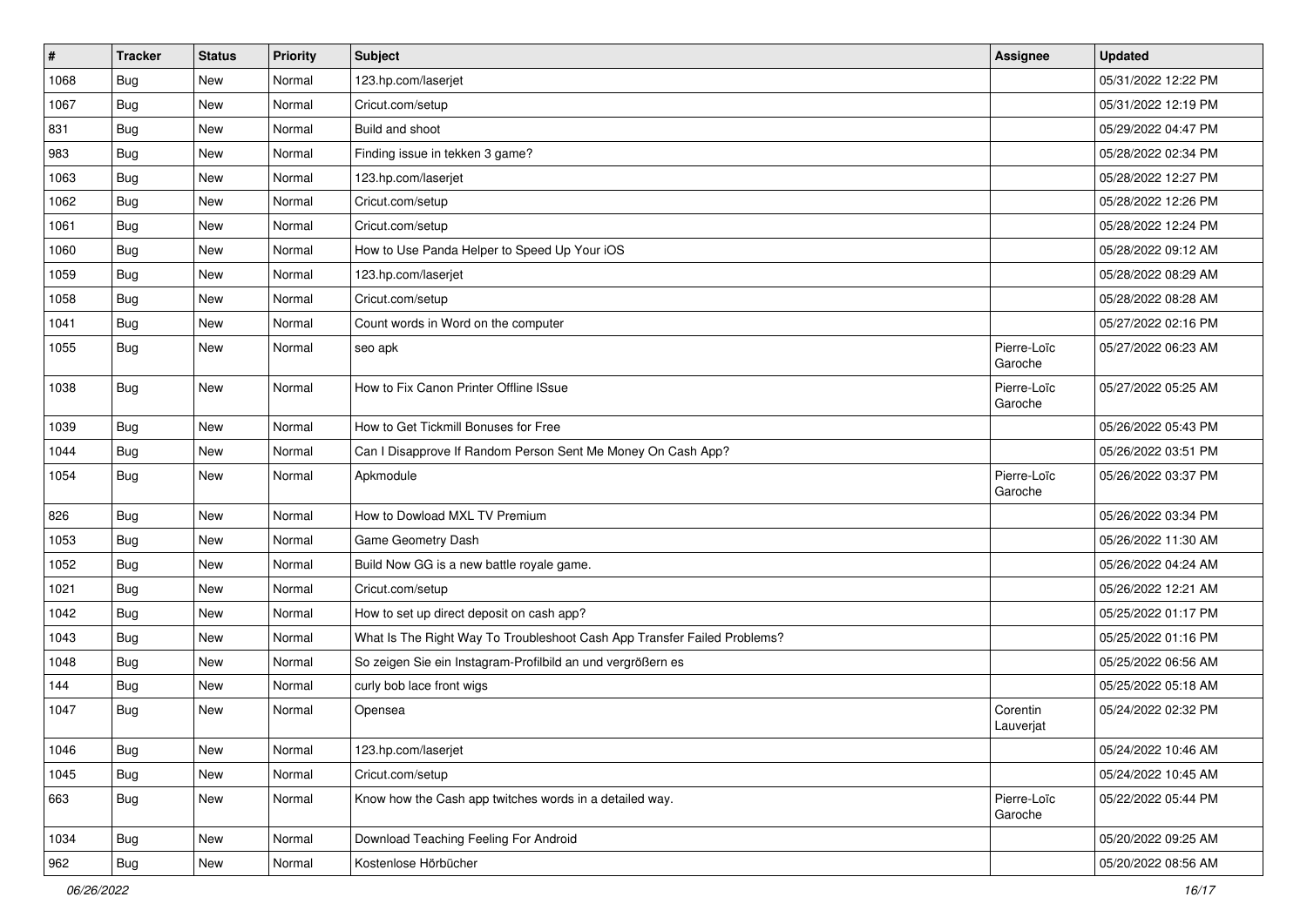| # | Tracker | Status | Priority | Subject | Assignee | Updated |
|---|---|---|---|---|---|---|
| 1068 | Bug | New | Normal | 123.hp.com/laserjet | | 05/31/2022 12:22 PM |
| 1067 | Bug | New | Normal | Cricut.com/setup | | 05/31/2022 12:19 PM |
| 831 | Bug | New | Normal | Build and shoot | | 05/29/2022 04:47 PM |
| 983 | Bug | New | Normal | Finding issue in tekken 3 game? | | 05/28/2022 02:34 PM |
| 1063 | Bug | New | Normal | 123.hp.com/laserjet | | 05/28/2022 12:27 PM |
| 1062 | Bug | New | Normal | Cricut.com/setup | | 05/28/2022 12:26 PM |
| 1061 | Bug | New | Normal | Cricut.com/setup | | 05/28/2022 12:24 PM |
| 1060 | Bug | New | Normal | How to Use Panda Helper to Speed Up Your iOS | | 05/28/2022 09:12 AM |
| 1059 | Bug | New | Normal | 123.hp.com/laserjet | | 05/28/2022 08:29 AM |
| 1058 | Bug | New | Normal | Cricut.com/setup | | 05/28/2022 08:28 AM |
| 1041 | Bug | New | Normal | Count words in Word on the computer | | 05/27/2022 02:16 PM |
| 1055 | Bug | New | Normal | seo apk | Pierre-Loïc Garoche | 05/27/2022 06:23 AM |
| 1038 | Bug | New | Normal | How to Fix Canon Printer Offline ISsue | Pierre-Loïc Garoche | 05/27/2022 05:25 AM |
| 1039 | Bug | New | Normal | How to Get Tickmill Bonuses for Free | | 05/26/2022 05:43 PM |
| 1044 | Bug | New | Normal | Can I Disapprove If Random Person Sent Me Money On Cash App? | | 05/26/2022 03:51 PM |
| 1054 | Bug | New | Normal | Apkmodule | Pierre-Loïc Garoche | 05/26/2022 03:37 PM |
| 826 | Bug | New | Normal | How to Dowload MXL TV Premium | | 05/26/2022 03:34 PM |
| 1053 | Bug | New | Normal | Game Geometry Dash | | 05/26/2022 11:30 AM |
| 1052 | Bug | New | Normal | Build Now GG is a new battle royale game. | | 05/26/2022 04:24 AM |
| 1021 | Bug | New | Normal | Cricut.com/setup | | 05/26/2022 12:21 AM |
| 1042 | Bug | New | Normal | How to set up direct deposit on cash app? | | 05/25/2022 01:17 PM |
| 1043 | Bug | New | Normal | What Is The Right Way To Troubleshoot Cash App Transfer Failed Problems? | | 05/25/2022 01:16 PM |
| 1048 | Bug | New | Normal | So zeigen Sie ein Instagram-Profilbild an und vergrößern es | | 05/25/2022 06:56 AM |
| 144 | Bug | New | Normal | curly bob lace front wigs | | 05/25/2022 05:18 AM |
| 1047 | Bug | New | Normal | Opensea | Corentin Lauverjat | 05/24/2022 02:32 PM |
| 1046 | Bug | New | Normal | 123.hp.com/laserjet | | 05/24/2022 10:46 AM |
| 1045 | Bug | New | Normal | Cricut.com/setup | | 05/24/2022 10:45 AM |
| 663 | Bug | New | Normal | Know how the Cash app twitches words in a detailed way. | Pierre-Loïc Garoche | 05/22/2022 05:44 PM |
| 1034 | Bug | New | Normal | Download Teaching Feeling For Android | | 05/20/2022 09:25 AM |
| 962 | Bug | New | Normal | Kostenlose Hörbücher | | 05/20/2022 08:56 AM |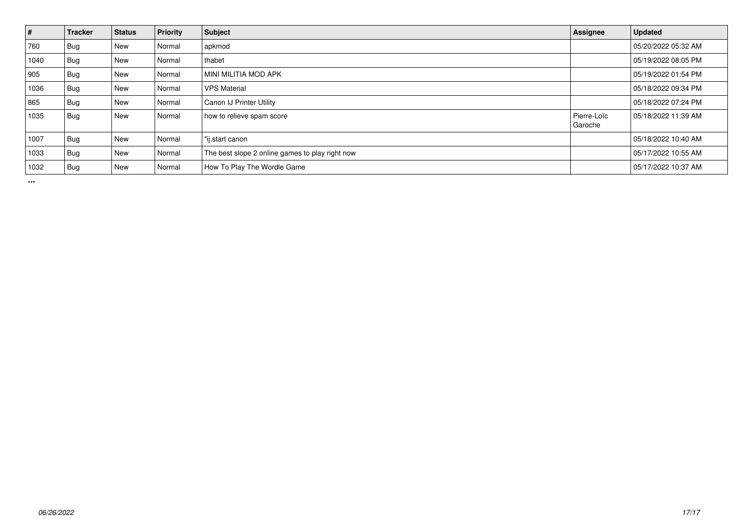| # | Tracker | Status | Priority | Subject | Assignee | Updated |
|---|---|---|---|---|---|---|
| 760 | Bug | New | Normal | apkmod | | 05/20/2022 05:32 AM |
| 1040 | Bug | New | Normal | thabet | | 05/19/2022 08:05 PM |
| 905 | Bug | New | Normal | MINI MILITIA MOD APK | | 05/19/2022 01:54 PM |
| 1036 | Bug | New | Normal | VPS Material | | 05/18/2022 09:34 PM |
| 865 | Bug | New | Normal | Canon IJ Printer Utility | | 05/18/2022 07:24 PM |
| 1035 | Bug | New | Normal | how to relieve spam score | Pierre-Loïc Garoche | 05/18/2022 11:39 AM |
| 1007 | Bug | New | Normal | "ij.start canon | | 05/18/2022 10:40 AM |
| 1033 | Bug | New | Normal | The best slope 2 online games to play right now | | 05/17/2022 10:55 AM |
| 1032 | Bug | New | Normal | How To Play The Wordle Game | | 05/17/2022 10:37 AM |

...